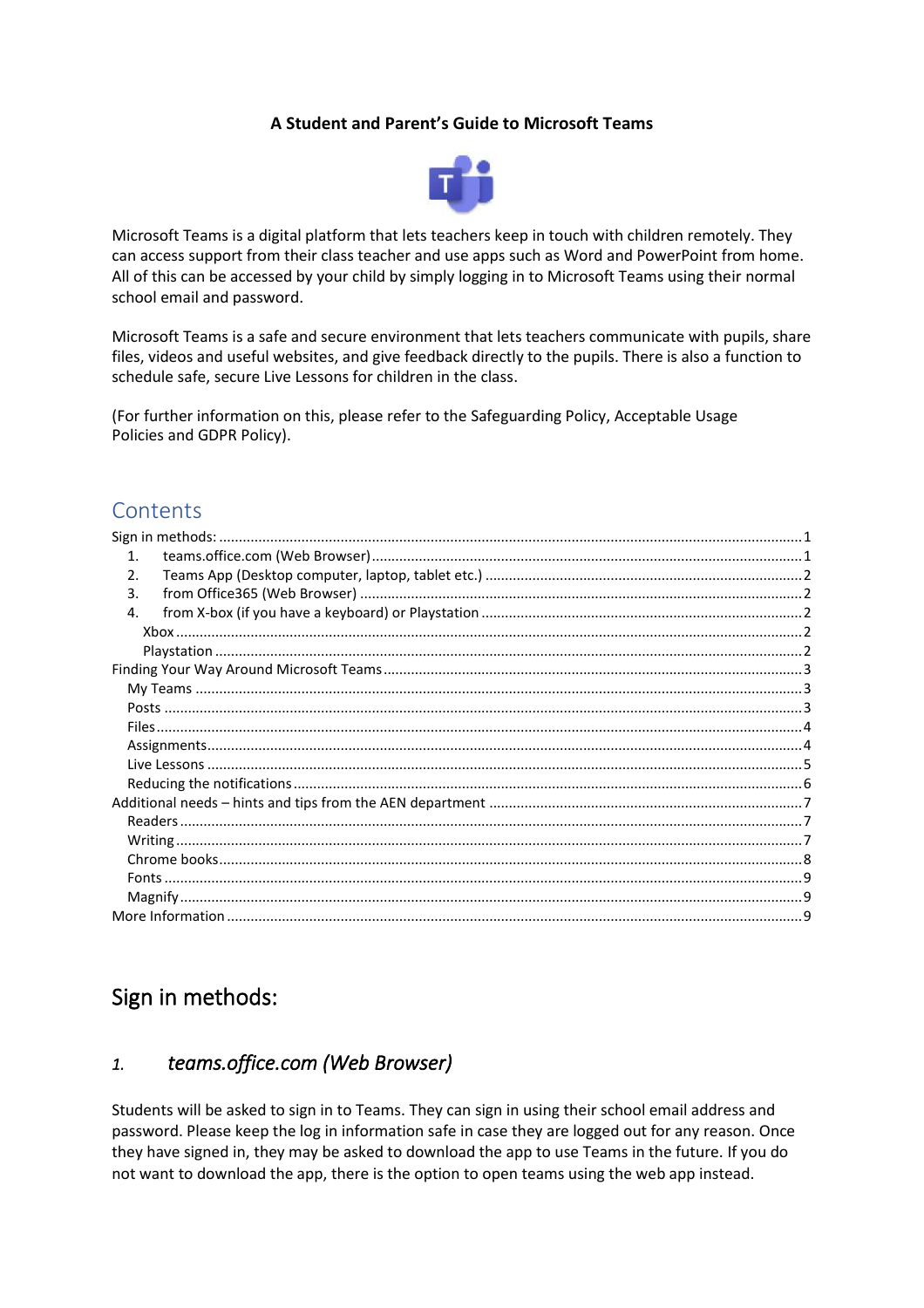**A Student and Parent's Guide to Microsoft Teams**

Microsoft Teams is a digital platform that lets teachers keep in touch with children remotely. They can access support from their class teacher and use apps such as Word and PowerPoint from home. All of this can be accessed by your child by simply logging in to Microsoft Teams using their normal school email and password.

Microsoft Teams is a safe and secure environment that lets teachers communicate with pupils, share files, videos and useful websites, and give feedback directly to the pupils. There is also a function to schedule safe, secure Live Lessons for children in the class.

(For further information on this, please refer to the Safeguarding Policy, Acceptable Usage Policies and GDPR Policy).

## Contents

- Sign in methods: ... 1
  1. teams.office.com (Web Browser) ... 1
  2. Teams App (Desktop computer, laptop, tablet etc.) ... 2
  3. from Office365 (Web Browser) ... 2
  4. from X-box (if you have a keyboard) or Playstation ... 2
     - Xbox ... 2
     - Playstation ... 2
- Finding Your Way Around Microsoft Teams ... 3
  - My Teams ... 3
  - Posts ... 3
  - Files ... 4
  - Assignments ... 4
  - Live Lessons ... 5
  - Reducing the notifications ... 6
- Additional needs – hints and tips from the AEN department ... 7
  - Readers ... 7
  - Writing ... 7
  - Chrome books ... 8
  - Fonts ... 9
  - Magnify ... 9
- More Information ... 9

## Sign in methods:

### *1. teams.office.com (Web Browser)*

Students will be asked to sign in to Teams. They can sign in using their school email address and password. Please keep the log in information safe in case they are logged out for any reason. Once they have signed in, they may be asked to download the app to use Teams in the future. If you do not want to download the app, there is the option to open teams using the web app instead.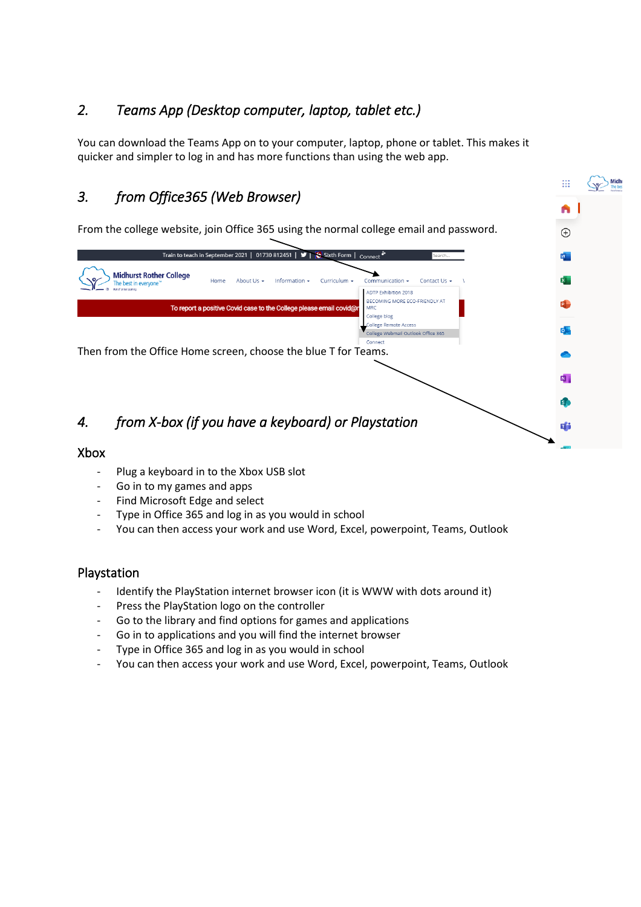## 2. *Teams App (Desktop computer, laptop, tablet etc.)*

You can download the Teams App on to your computer, laptop, phone or tablet. This makes it quicker and simpler to log in and has more functions than using the web app.

## 3. *from Office365 (Web Browser)*

From the college website, join Office 365 using the normal college email and password.

Then from the Office Home screen, choose the blue T for Teams.

## 4. *from X-box (if you have a keyboard) or Playstation*

### Xbox

- Plug a keyboard in to the Xbox USB slot
- Go in to my games and apps
- Find Microsoft Edge and select
- Type in Office 365 and log in as you would in school
- You can then access your work and use Word, Excel, powerpoint, Teams, Outlook

### Playstation

- Identify the PlayStation internet browser icon (it is WWW with dots around it)
- Press the PlayStation logo on the controller
- Go to the library and find options for games and applications
- Go in to applications and you will find the internet browser
- Type in Office 365 and log in as you would in school
- You can then access your work and use Word, Excel, powerpoint, Teams, Outlook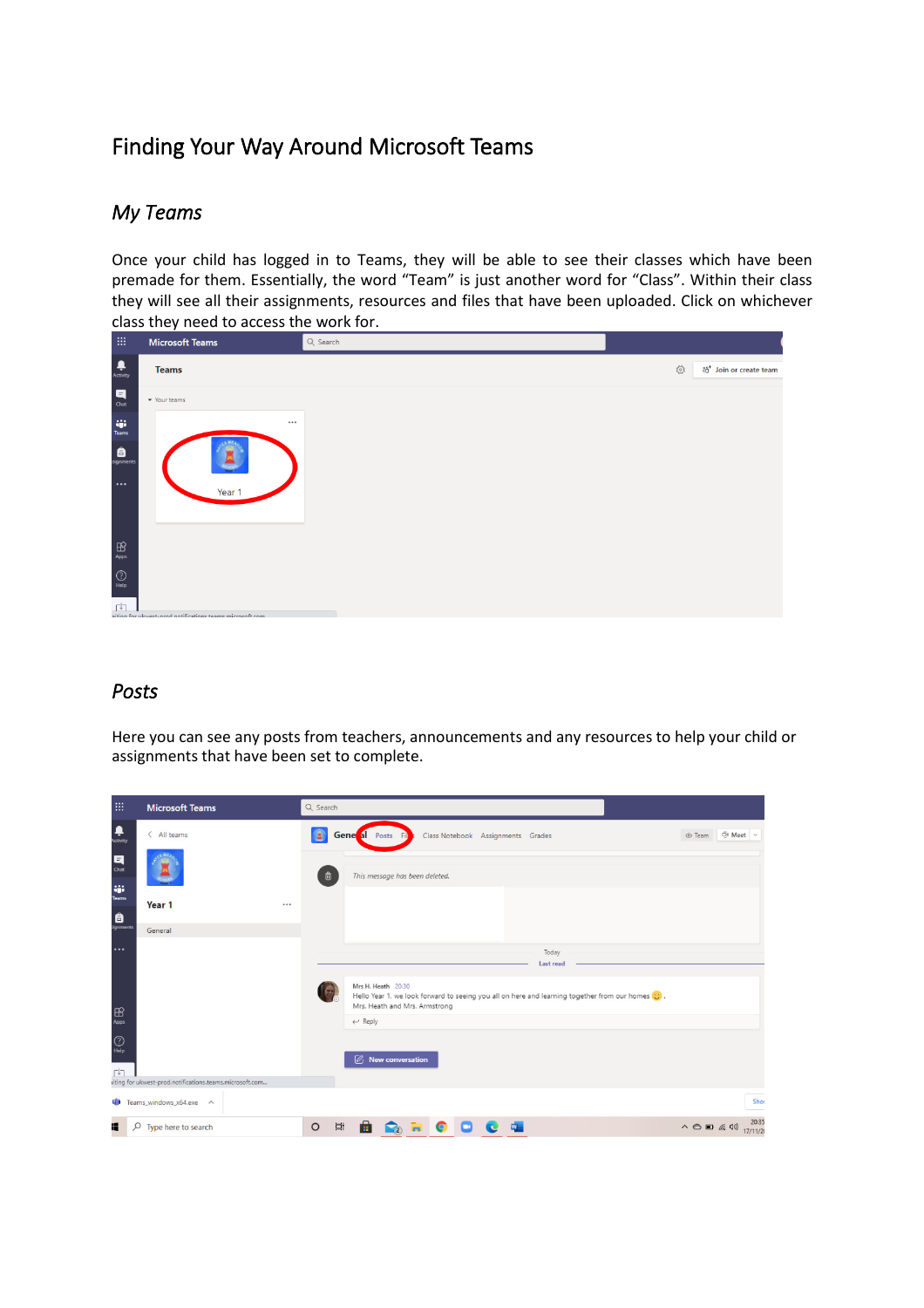# Finding Your Way Around Microsoft Teams

## *My Teams*

Once your child has logged in to Teams, they will be able to see their classes which have been premade for them. Essentially, the word "Team" is just another word for "Class". Within their class they will see all their assignments, resources and files that have been uploaded. Click on whichever class they need to access the work for.

## *Posts*

Here you can see any posts from teachers, announcements and any resources to help your child or assignments that have been set to complete.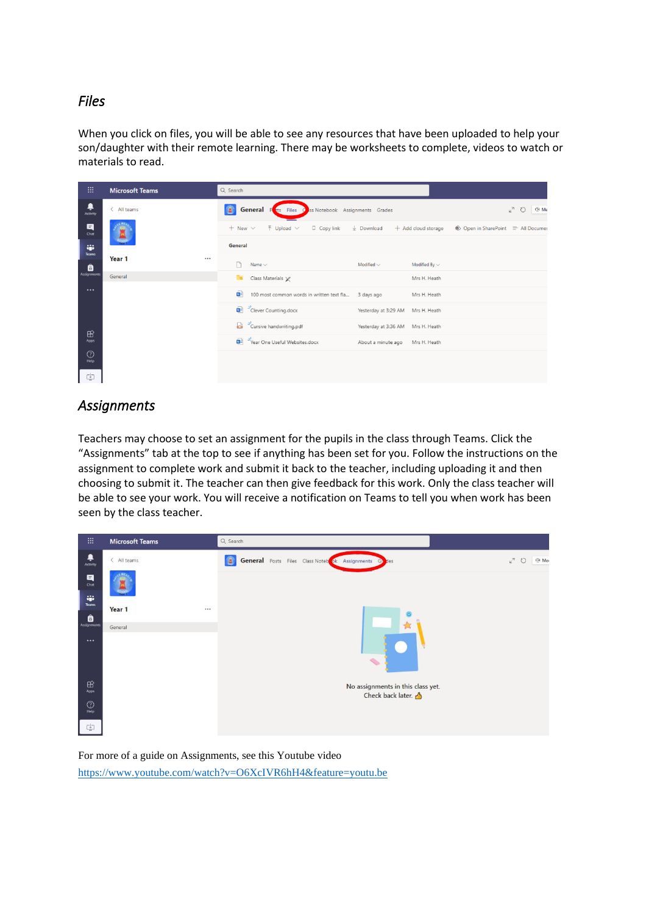## *Files*

When you click on files, you will be able to see any resources that have been uploaded to help your son/daughter with their remote learning. There may be worksheets to complete, videos to watch or materials to read.

## *Assignments*

Teachers may choose to set an assignment for the pupils in the class through Teams. Click the "Assignments" tab at the top to see if anything has been set for you. Follow the instructions on the assignment to complete work and submit it back to the teacher, including uploading it and then choosing to submit it. The teacher can then give feedback for this work. Only the class teacher will be able to see your work. You will receive a notification on Teams to tell you when work has been seen by the class teacher.

For more of a guide on Assignments, see this Youtube video
https://www.youtube.com/watch?v=O6XcIVR6hH4&feature=youtu.be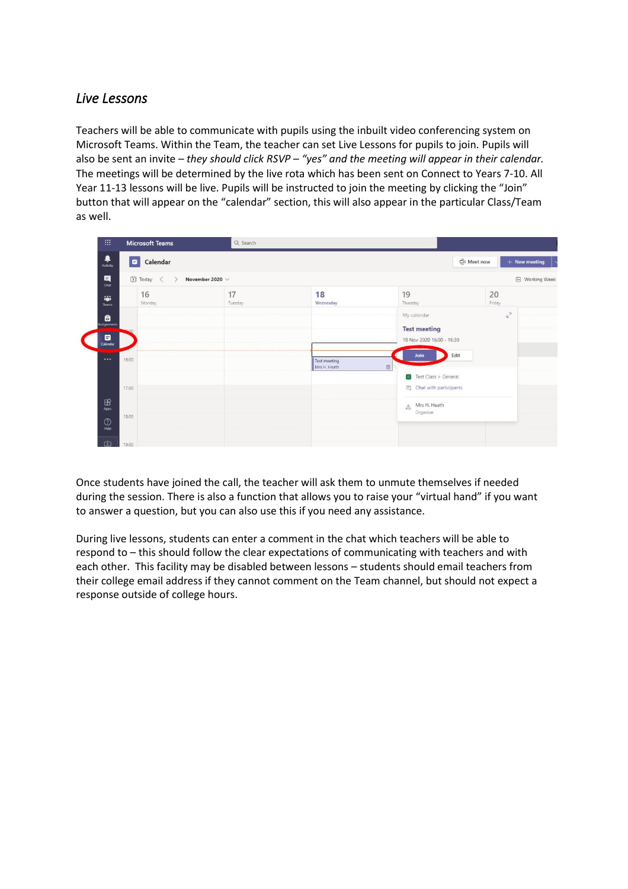*Live Lessons*

Teachers will be able to communicate with pupils using the inbuilt video conferencing system on Microsoft Teams. Within the Team, the teacher can set Live Lessons for pupils to join. Pupils will also be sent an invite – *they should click RSVP – "yes" and the meeting will appear in their calendar.* The meetings will be determined by the live rota which has been sent on Connect to Years 7-10. All Year 11-13 lessons will be live. Pupils will be instructed to join the meeting by clicking the "Join" button that will appear on the "calendar" section, this will also appear in the particular Class/Team as well.

Once students have joined the call, the teacher will ask them to unmute themselves if needed during the session. There is also a function that allows you to raise your "virtual hand" if you want to answer a question, but you can also use this if you need any assistance.

During live lessons, students can enter a comment in the chat which teachers will be able to respond to – this should follow the clear expectations of communicating with teachers and with each other. This facility may be disabled between lessons – students should email teachers from their college email address if they cannot comment on the Team channel, but should not expect a response outside of college hours.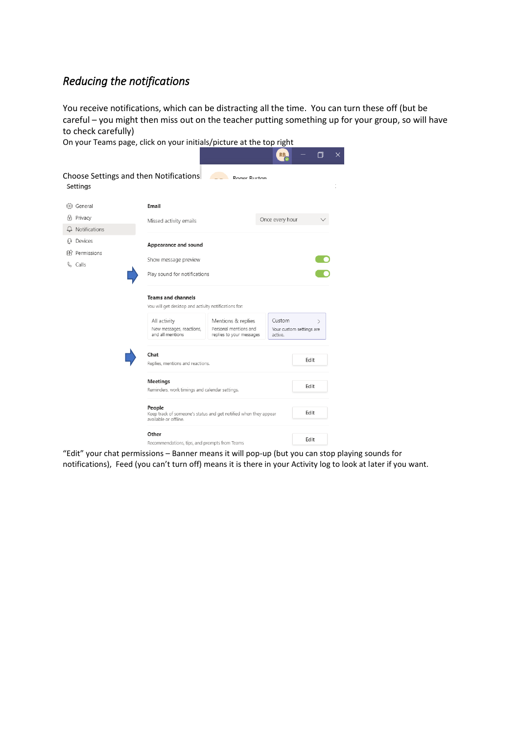## *Reducing the notifications*

You receive notifications, which can be distracting all the time. You can turn these off (but be careful – you might then miss out on the teacher putting something up for your group, so will have to check carefully)

On your Teams page, click on your initials/picture at the top right

Choose Settings and then Notifications

Settings

- General
- Privacy
- Notifications
- Devices
- Permissions
- Calls

**Email**

Missed activity emails — Once every hour

**Appearance and sound**

Show message preview

Play sound for notifications

**Teams and channels**

You will get desktop and activity notifications for:

- All activity — New messages, reactions, and all mentions
- Mentions & replies — Personal mentions and replies to your messages
- Custom — Your custom settings are active.

**Chat** — Replies, mentions and reactions. — Edit

**Meetings** — Reminders, work timings and calendar settings. — Edit

**People** — Keep track of someone's status and get notified when they appear available or offline. — Edit

**Other** — Recommendations, tips, and prompts from Teams — Edit

"Edit" your chat permissions – Banner means it will pop-up (but you can stop playing sounds for notifications), Feed (you can't turn off) means it is there in your Activity log to look at later if you want.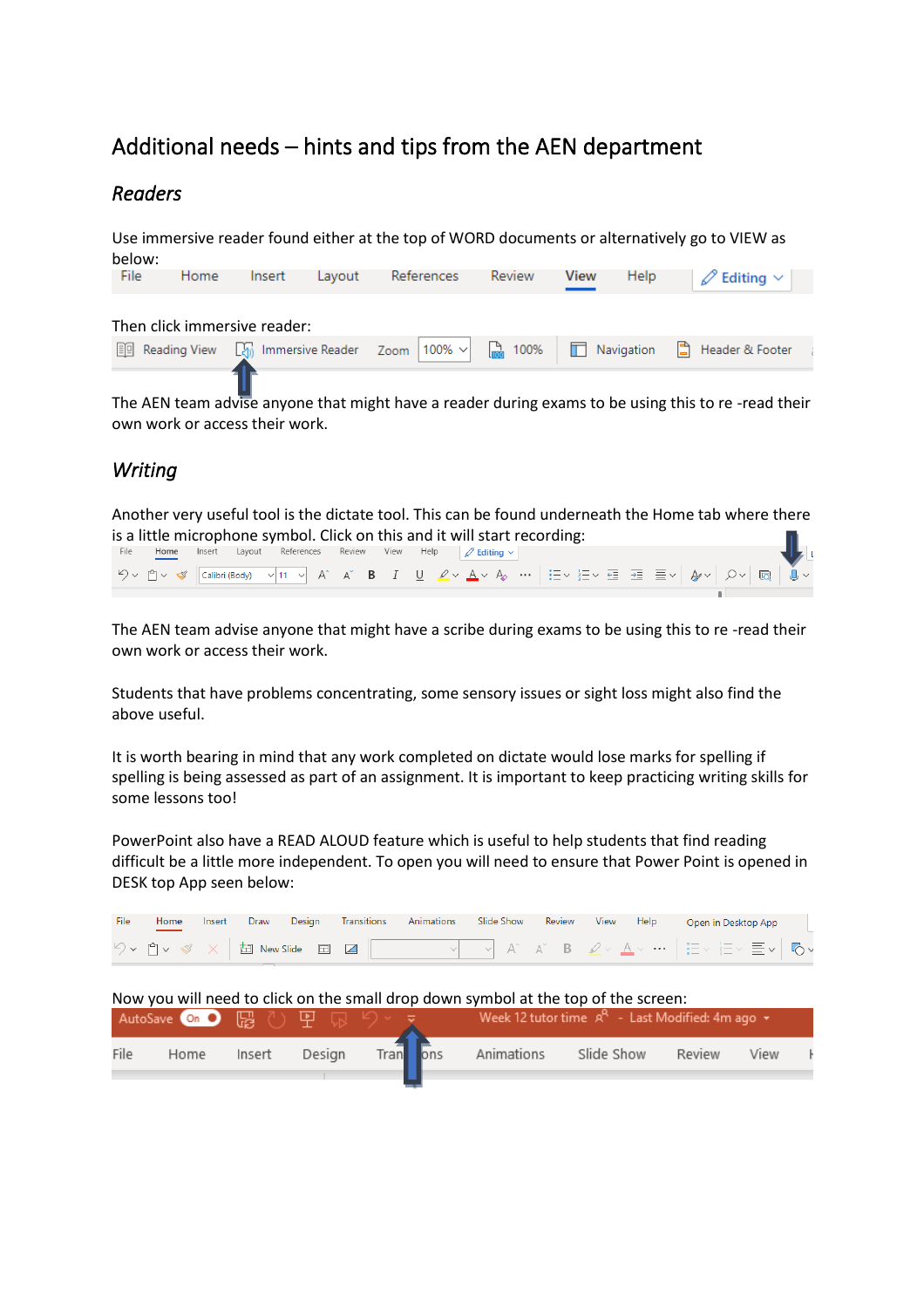# Additional needs – hints and tips from the AEN department

## *Readers*

Use immersive reader found either at the top of WORD documents or alternatively go to VIEW as below:

Then click immersive reader:

The AEN team advise anyone that might have a reader during exams to be using this to re -read their own work or access their work.

## *Writing*

Another very useful tool is the dictate tool. This can be found underneath the Home tab where there is a little microphone symbol. Click on this and it will start recording:

The AEN team advise anyone that might have a scribe during exams to be using this to re -read their own work or access their work.

Students that have problems concentrating, some sensory issues or sight loss might also find the above useful.

It is worth bearing in mind that any work completed on dictate would lose marks for spelling if spelling is being assessed as part of an assignment. It is important to keep practicing writing skills for some lessons too!

PowerPoint also have a READ ALOUD feature which is useful to help students that find reading difficult be a little more independent. To open you will need to ensure that Power Point is opened in DESK top App seen below:

Now you will need to click on the small drop down symbol at the top of the screen: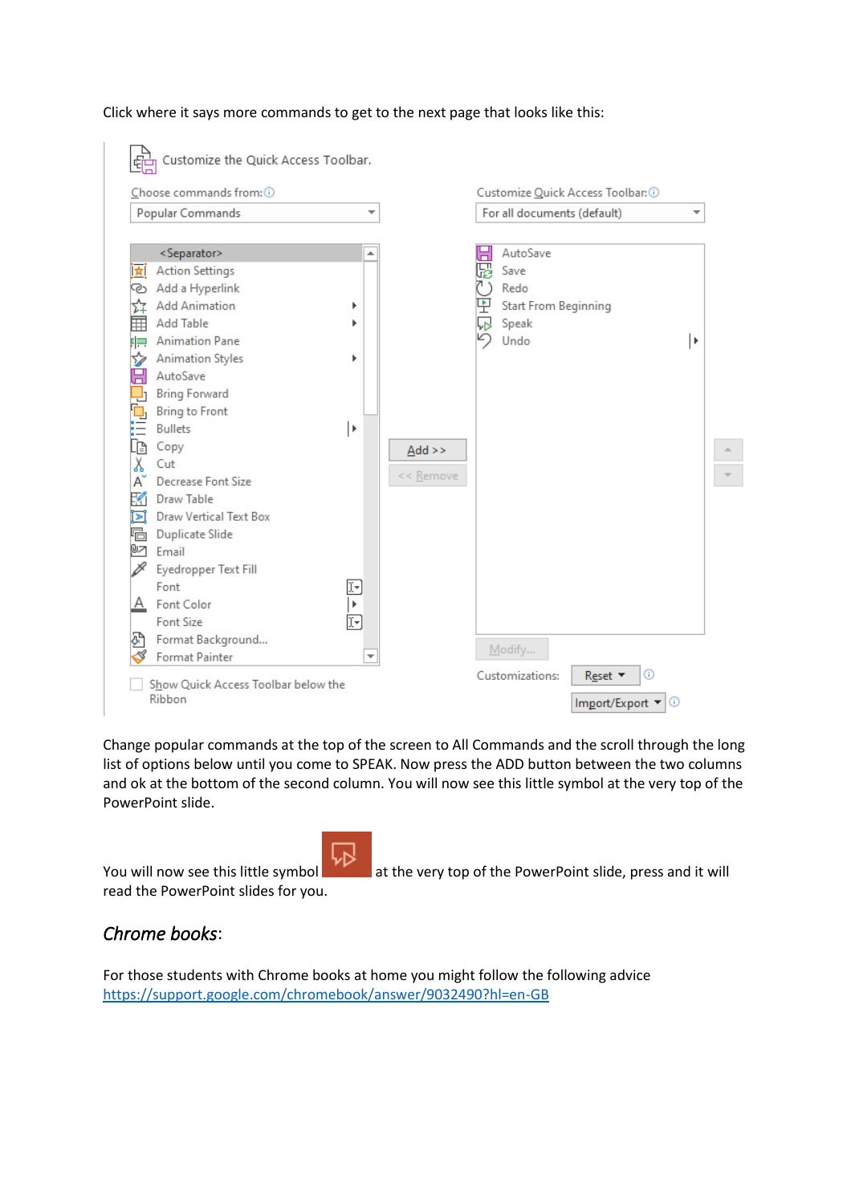Click where it says more commands to get to the next page that looks like this:

Change popular commands at the top of the screen to All Commands and the scroll through the long list of options below until you come to SPEAK. Now press the ADD button between the two columns and ok at the bottom of the second column. You will now see this little symbol at the very top of the PowerPoint slide.

You will now see this little symbol at the very top of the PowerPoint slide, press and it will read the PowerPoint slides for you.

## *Chrome books*:

For those students with Chrome books at home you might follow the following advice https://support.google.com/chromebook/answer/9032490?hl=en-GB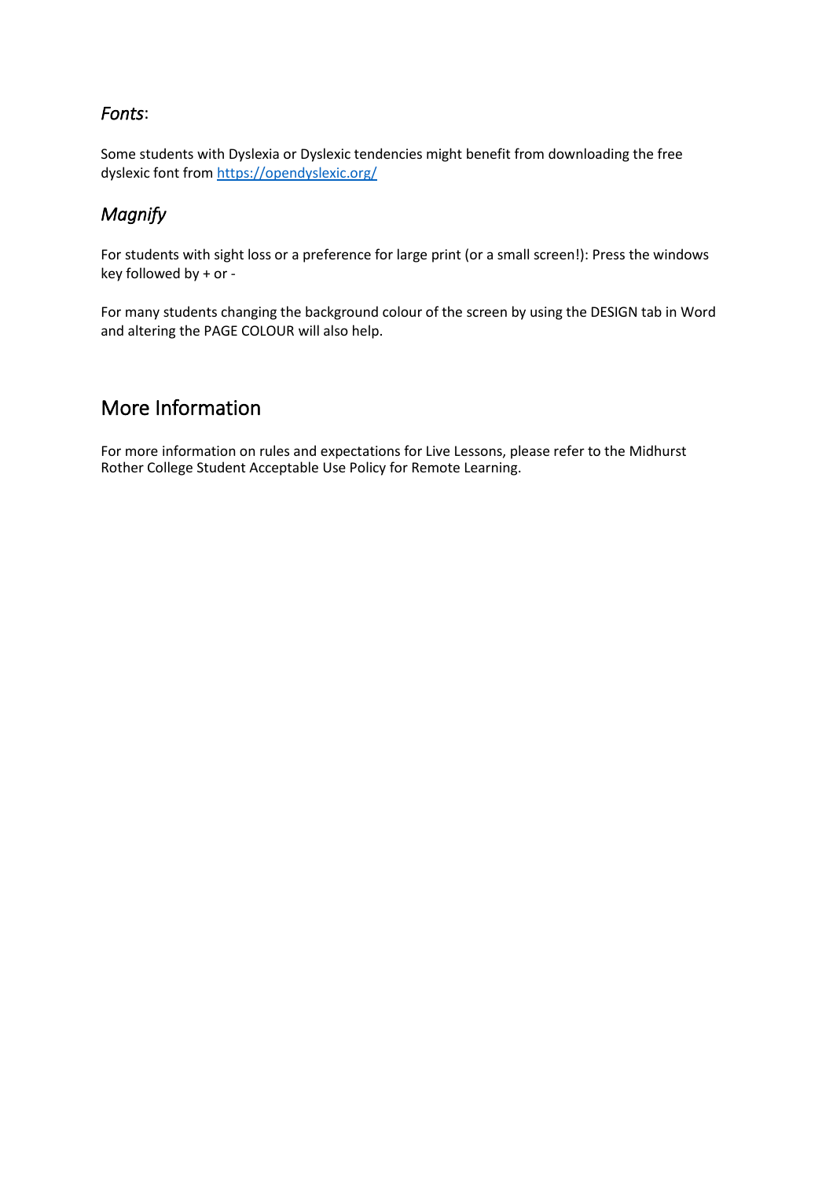### *Fonts*:

Some students with Dyslexia or Dyslexic tendencies might benefit from downloading the free dyslexic font from https://opendyslexic.org/

### *Magnify*

For students with sight loss or a preference for large print (or a small screen!): Press the windows key followed by + or -

For many students changing the background colour of the screen by using the DESIGN tab in Word and altering the PAGE COLOUR will also help.

## More Information

For more information on rules and expectations for Live Lessons, please refer to the Midhurst Rother College Student Acceptable Use Policy for Remote Learning.